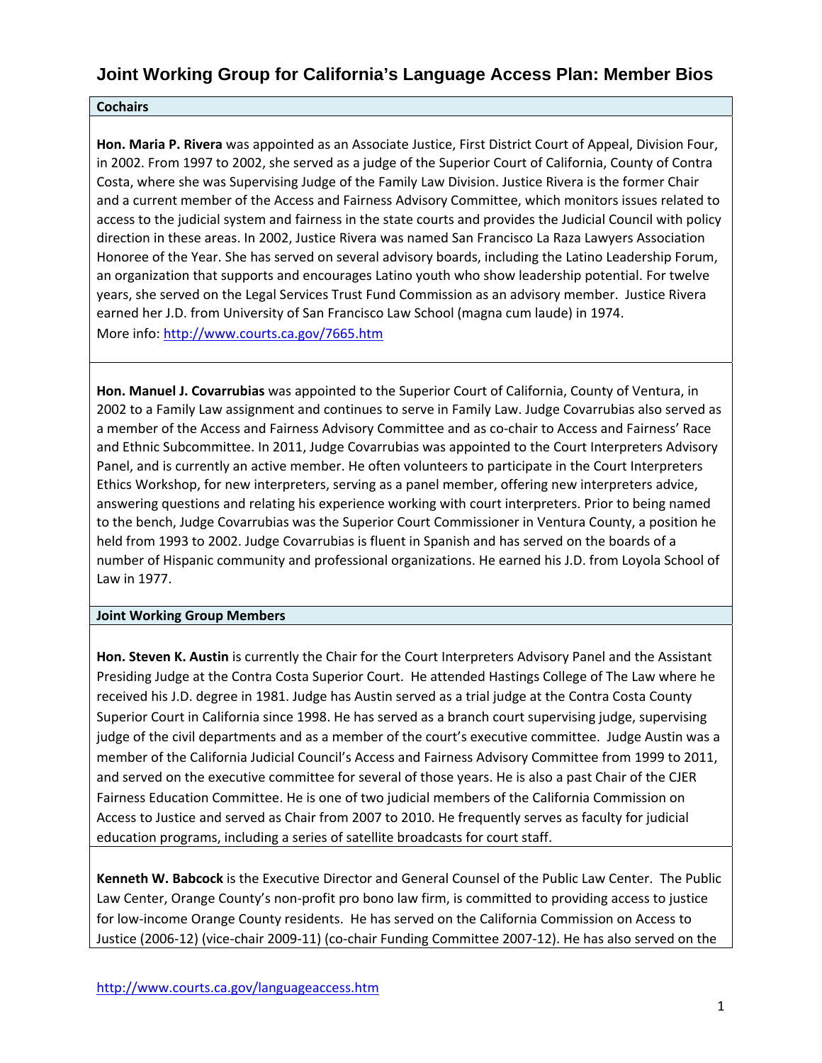# Joint Working Group for California's Language Access Plan: Member Bios

## Cochairs

**Hon. Maria P. Rivera** was appointed as an Associate Justice, First District Court of Appeal, Division Four, in 2002. From 1997 to 2002, she served as a judge of the Superior Court of California, County of Contra Costa, where she was Supervising Judge of the Family Law Division. Justice Rivera is the former Chair and a current member of the Access and Fairness Advisory Committee, which monitors issues related to access to the judicial system and fairness in the state courts and provides the Judicial Council with policy direction in these areas. In 2002, Justice Rivera was named San Francisco La Raza Lawyers Association Honoree of the Year. She has served on several advisory boards, including the Latino Leadership Forum, an organization that supports and encourages Latino youth who show leadership potential. For twelve years, she served on the Legal Services Trust Fund Commission as an advisory member. Justice Rivera earned her J.D. from University of San Francisco Law School (magna cum laude) in 1974.
More info: http://www.courts.ca.gov/7665.htm

**Hon. Manuel J. Covarrubias** was appointed to the Superior Court of California, County of Ventura, in 2002 to a Family Law assignment and continues to serve in Family Law. Judge Covarrubias also served as a member of the Access and Fairness Advisory Committee and as co-chair to Access and Fairness' Race and Ethnic Subcommittee. In 2011, Judge Covarrubias was appointed to the Court Interpreters Advisory Panel, and is currently an active member. He often volunteers to participate in the Court Interpreters Ethics Workshop, for new interpreters, serving as a panel member, offering new interpreters advice, answering questions and relating his experience working with court interpreters. Prior to being named to the bench, Judge Covarrubias was the Superior Court Commissioner in Ventura County, a position he held from 1993 to 2002. Judge Covarrubias is fluent in Spanish and has served on the boards of a number of Hispanic community and professional organizations. He earned his J.D. from Loyola School of Law in 1977.

## Joint Working Group Members

**Hon. Steven K. Austin** is currently the Chair for the Court Interpreters Advisory Panel and the Assistant Presiding Judge at the Contra Costa Superior Court. He attended Hastings College of The Law where he received his J.D. degree in 1981. Judge has Austin served as a trial judge at the Contra Costa County Superior Court in California since 1998. He has served as a branch court supervising judge, supervising judge of the civil departments and as a member of the court's executive committee. Judge Austin was a member of the California Judicial Council's Access and Fairness Advisory Committee from 1999 to 2011, and served on the executive committee for several of those years. He is also a past Chair of the CJER Fairness Education Committee. He is one of two judicial members of the California Commission on Access to Justice and served as Chair from 2007 to 2010. He frequently serves as faculty for judicial education programs, including a series of satellite broadcasts for court staff.

**Kenneth W. Babcock** is the Executive Director and General Counsel of the Public Law Center. The Public Law Center, Orange County's non-profit pro bono law firm, is committed to providing access to justice for low-income Orange County residents. He has served on the California Commission on Access to Justice (2006-12) (vice-chair 2009-11) (co-chair Funding Committee 2007-12). He has also served on the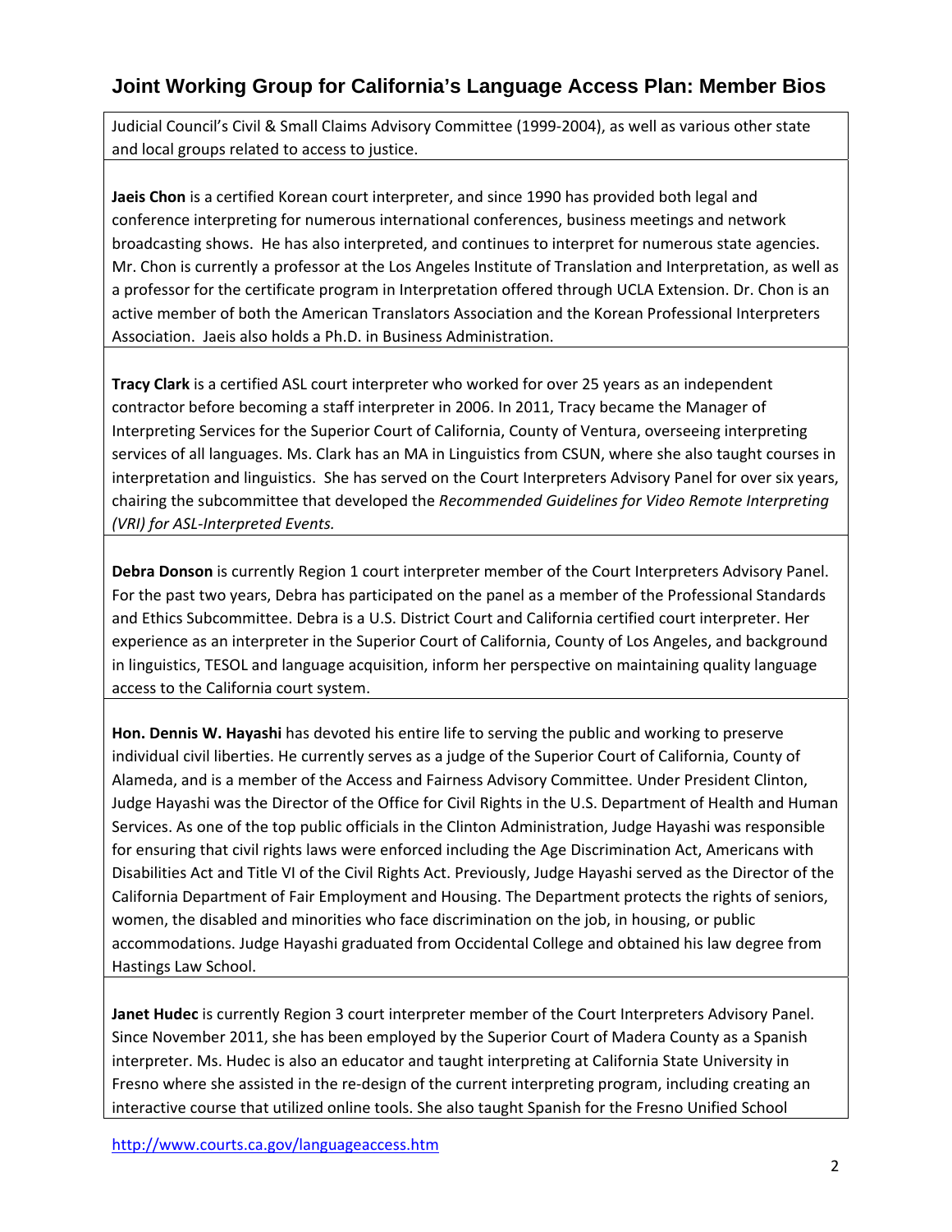Judicial Council's Civil & Small Claims Advisory Committee (1999-2004), as well as various other state and local groups related to access to justice.

**Jaeis Chon** is a certified Korean court interpreter, and since 1990 has provided both legal and conference interpreting for numerous international conferences, business meetings and network broadcasting shows. He has also interpreted, and continues to interpret for numerous state agencies. Mr. Chon is currently a professor at the Los Angeles Institute of Translation and Interpretation, as well as a professor for the certificate program in Interpretation offered through UCLA Extension. Dr. Chon is an active member of both the American Translators Association and the Korean Professional Interpreters Association. Jaeis also holds a Ph.D. in Business Administration.

**Tracy Clark** is a certified ASL court interpreter who worked for over 25 years as an independent contractor before becoming a staff interpreter in 2006. In 2011, Tracy became the Manager of Interpreting Services for the Superior Court of California, County of Ventura, overseeing interpreting services of all languages. Ms. Clark has an MA in Linguistics from CSUN, where she also taught courses in interpretation and linguistics. She has served on the Court Interpreters Advisory Panel for over six years, chairing the subcommittee that developed the *Recommended Guidelines for Video Remote Interpreting (VRI) for ASL-Interpreted Events.*

**Debra Donson** is currently Region 1 court interpreter member of the Court Interpreters Advisory Panel. For the past two years, Debra has participated on the panel as a member of the Professional Standards and Ethics Subcommittee. Debra is a U.S. District Court and California certified court interpreter. Her experience as an interpreter in the Superior Court of California, County of Los Angeles, and background in linguistics, TESOL and language acquisition, inform her perspective on maintaining quality language access to the California court system.

**Hon. Dennis W. Hayashi** has devoted his entire life to serving the public and working to preserve individual civil liberties. He currently serves as a judge of the Superior Court of California, County of Alameda, and is a member of the Access and Fairness Advisory Committee. Under President Clinton, Judge Hayashi was the Director of the Office for Civil Rights in the U.S. Department of Health and Human Services. As one of the top public officials in the Clinton Administration, Judge Hayashi was responsible for ensuring that civil rights laws were enforced including the Age Discrimination Act, Americans with Disabilities Act and Title VI of the Civil Rights Act. Previously, Judge Hayashi served as the Director of the California Department of Fair Employment and Housing. The Department protects the rights of seniors, women, the disabled and minorities who face discrimination on the job, in housing, or public accommodations. Judge Hayashi graduated from Occidental College and obtained his law degree from Hastings Law School.

**Janet Hudec** is currently Region 3 court interpreter member of the Court Interpreters Advisory Panel. Since November 2011, she has been employed by the Superior Court of Madera County as a Spanish interpreter. Ms. Hudec is also an educator and taught interpreting at California State University in Fresno where she assisted in the re-design of the current interpreting program, including creating an interactive course that utilized online tools. She also taught Spanish for the Fresno Unified School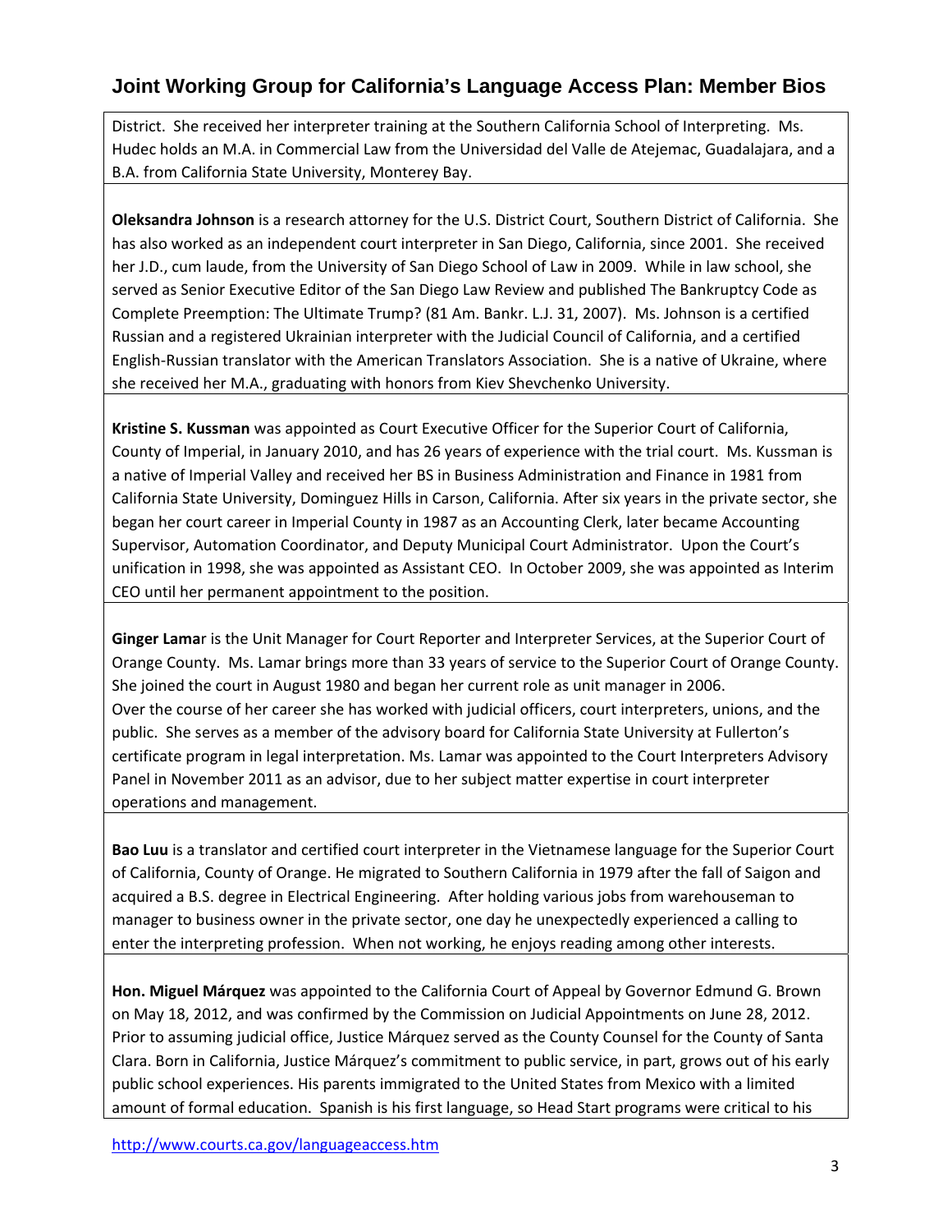District. She received her interpreter training at the Southern California School of Interpreting. Ms. Hudec holds an M.A. in Commercial Law from the Universidad del Valle de Atejemac, Guadalajara, and a B.A. from California State University, Monterey Bay.

**Oleksandra Johnson** is a research attorney for the U.S. District Court, Southern District of California. She has also worked as an independent court interpreter in San Diego, California, since 2001. She received her J.D., cum laude, from the University of San Diego School of Law in 2009. While in law school, she served as Senior Executive Editor of the San Diego Law Review and published The Bankruptcy Code as Complete Preemption: The Ultimate Trump? (81 Am. Bankr. L.J. 31, 2007). Ms. Johnson is a certified Russian and a registered Ukrainian interpreter with the Judicial Council of California, and a certified English-Russian translator with the American Translators Association. She is a native of Ukraine, where she received her M.A., graduating with honors from Kiev Shevchenko University.

**Kristine S. Kussman** was appointed as Court Executive Officer for the Superior Court of California, County of Imperial, in January 2010, and has 26 years of experience with the trial court. Ms. Kussman is a native of Imperial Valley and received her BS in Business Administration and Finance in 1981 from California State University, Dominguez Hills in Carson, California. After six years in the private sector, she began her court career in Imperial County in 1987 as an Accounting Clerk, later became Accounting Supervisor, Automation Coordinator, and Deputy Municipal Court Administrator. Upon the Court's unification in 1998, she was appointed as Assistant CEO. In October 2009, she was appointed as Interim CEO until her permanent appointment to the position.

**Ginger Lama**r is the Unit Manager for Court Reporter and Interpreter Services, at the Superior Court of Orange County. Ms. Lamar brings more than 33 years of service to the Superior Court of Orange County. She joined the court in August 1980 and began her current role as unit manager in 2006.
Over the course of her career she has worked with judicial officers, court interpreters, unions, and the public. She serves as a member of the advisory board for California State University at Fullerton's certificate program in legal interpretation. Ms. Lamar was appointed to the Court Interpreters Advisory Panel in November 2011 as an advisor, due to her subject matter expertise in court interpreter operations and management.

**Bao Luu** is a translator and certified court interpreter in the Vietnamese language for the Superior Court of California, County of Orange. He migrated to Southern California in 1979 after the fall of Saigon and acquired a B.S. degree in Electrical Engineering. After holding various jobs from warehouseman to manager to business owner in the private sector, one day he unexpectedly experienced a calling to enter the interpreting profession. When not working, he enjoys reading among other interests.

**Hon. Miguel Márquez** was appointed to the California Court of Appeal by Governor Edmund G. Brown on May 18, 2012, and was confirmed by the Commission on Judicial Appointments on June 28, 2012. Prior to assuming judicial office, Justice Márquez served as the County Counsel for the County of Santa Clara. Born in California, Justice Márquez's commitment to public service, in part, grows out of his early public school experiences. His parents immigrated to the United States from Mexico with a limited amount of formal education. Spanish is his first language, so Head Start programs were critical to his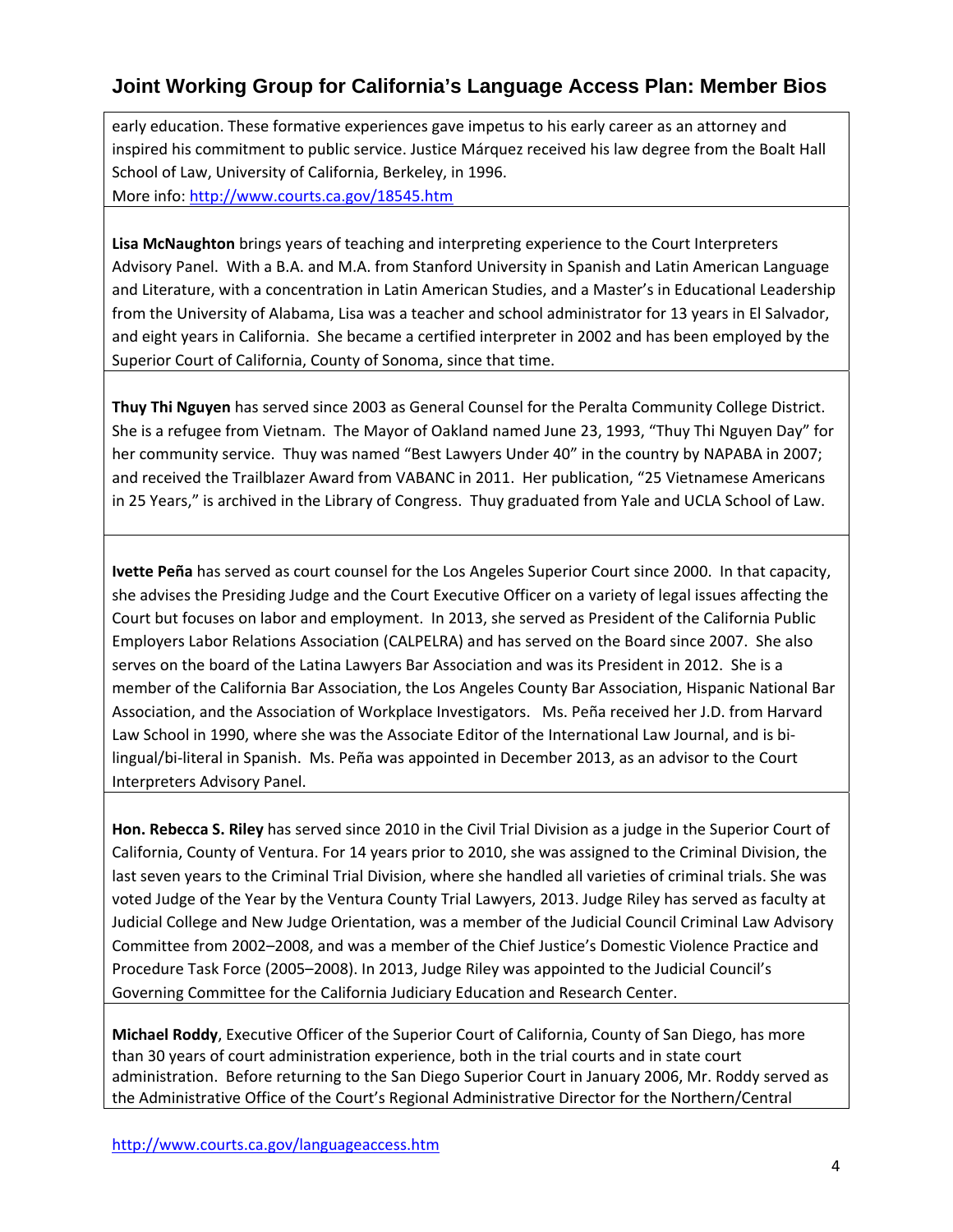early education. These formative experiences gave impetus to his early career as an attorney and inspired his commitment to public service. Justice Márquez received his law degree from the Boalt Hall School of Law, University of California, Berkeley, in 1996.
More info: http://www.courts.ca.gov/18545.htm

**Lisa McNaughton** brings years of teaching and interpreting experience to the Court Interpreters Advisory Panel. With a B.A. and M.A. from Stanford University in Spanish and Latin American Language and Literature, with a concentration in Latin American Studies, and a Master's in Educational Leadership from the University of Alabama, Lisa was a teacher and school administrator for 13 years in El Salvador, and eight years in California. She became a certified interpreter in 2002 and has been employed by the Superior Court of California, County of Sonoma, since that time.

**Thuy Thi Nguyen** has served since 2003 as General Counsel for the Peralta Community College District. She is a refugee from Vietnam. The Mayor of Oakland named June 23, 1993, "Thuy Thi Nguyen Day" for her community service. Thuy was named "Best Lawyers Under 40" in the country by NAPABA in 2007; and received the Trailblazer Award from VABANC in 2011. Her publication, "25 Vietnamese Americans in 25 Years," is archived in the Library of Congress. Thuy graduated from Yale and UCLA School of Law.

**Ivette Peña** has served as court counsel for the Los Angeles Superior Court since 2000. In that capacity, she advises the Presiding Judge and the Court Executive Officer on a variety of legal issues affecting the Court but focuses on labor and employment. In 2013, she served as President of the California Public Employers Labor Relations Association (CALPELRA) and has served on the Board since 2007. She also serves on the board of the Latina Lawyers Bar Association and was its President in 2012. She is a member of the California Bar Association, the Los Angeles County Bar Association, Hispanic National Bar Association, and the Association of Workplace Investigators. Ms. Peña received her J.D. from Harvard Law School in 1990, where she was the Associate Editor of the International Law Journal, and is bi-lingual/bi-literal in Spanish. Ms. Peña was appointed in December 2013, as an advisor to the Court Interpreters Advisory Panel.

**Hon. Rebecca S. Riley** has served since 2010 in the Civil Trial Division as a judge in the Superior Court of California, County of Ventura. For 14 years prior to 2010, she was assigned to the Criminal Division, the last seven years to the Criminal Trial Division, where she handled all varieties of criminal trials. She was voted Judge of the Year by the Ventura County Trial Lawyers, 2013. Judge Riley has served as faculty at Judicial College and New Judge Orientation, was a member of the Judicial Council Criminal Law Advisory Committee from 2002–2008, and was a member of the Chief Justice's Domestic Violence Practice and Procedure Task Force (2005–2008). In 2013, Judge Riley was appointed to the Judicial Council's Governing Committee for the California Judiciary Education and Research Center.

**Michael Roddy**, Executive Officer of the Superior Court of California, County of San Diego, has more than 30 years of court administration experience, both in the trial courts and in state court administration. Before returning to the San Diego Superior Court in January 2006, Mr. Roddy served as the Administrative Office of the Court's Regional Administrative Director for the Northern/Central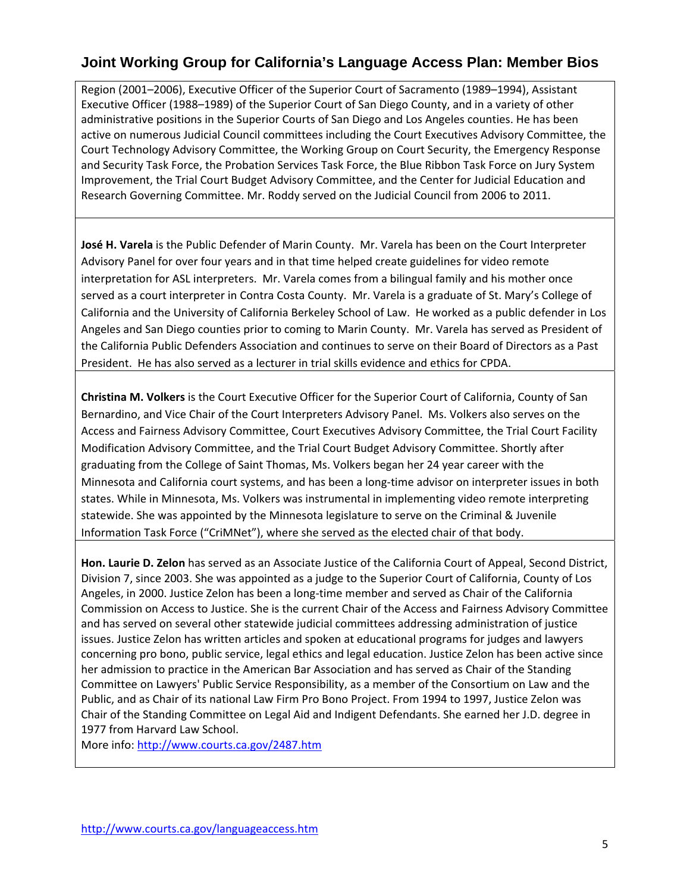Region (2001–2006), Executive Officer of the Superior Court of Sacramento (1989–1994), Assistant Executive Officer (1988–1989) of the Superior Court of San Diego County, and in a variety of other administrative positions in the Superior Courts of San Diego and Los Angeles counties. He has been active on numerous Judicial Council committees including the Court Executives Advisory Committee, the Court Technology Advisory Committee, the Working Group on Court Security, the Emergency Response and Security Task Force, the Probation Services Task Force, the Blue Ribbon Task Force on Jury System Improvement, the Trial Court Budget Advisory Committee, and the Center for Judicial Education and Research Governing Committee. Mr. Roddy served on the Judicial Council from 2006 to 2011.

**José H. Varela** is the Public Defender of Marin County. Mr. Varela has been on the Court Interpreter Advisory Panel for over four years and in that time helped create guidelines for video remote interpretation for ASL interpreters. Mr. Varela comes from a bilingual family and his mother once served as a court interpreter in Contra Costa County. Mr. Varela is a graduate of St. Mary's College of California and the University of California Berkeley School of Law. He worked as a public defender in Los Angeles and San Diego counties prior to coming to Marin County. Mr. Varela has served as President of the California Public Defenders Association and continues to serve on their Board of Directors as a Past President. He has also served as a lecturer in trial skills evidence and ethics for CPDA.

**Christina M. Volkers** is the Court Executive Officer for the Superior Court of California, County of San Bernardino, and Vice Chair of the Court Interpreters Advisory Panel. Ms. Volkers also serves on the Access and Fairness Advisory Committee, Court Executives Advisory Committee, the Trial Court Facility Modification Advisory Committee, and the Trial Court Budget Advisory Committee. Shortly after graduating from the College of Saint Thomas, Ms. Volkers began her 24 year career with the Minnesota and California court systems, and has been a long-time advisor on interpreter issues in both states. While in Minnesota, Ms. Volkers was instrumental in implementing video remote interpreting statewide. She was appointed by the Minnesota legislature to serve on the Criminal & Juvenile Information Task Force ("CriMNet"), where she served as the elected chair of that body.

**Hon. Laurie D. Zelon** has served as an Associate Justice of the California Court of Appeal, Second District, Division 7, since 2003. She was appointed as a judge to the Superior Court of California, County of Los Angeles, in 2000. Justice Zelon has been a long-time member and served as Chair of the California Commission on Access to Justice. She is the current Chair of the Access and Fairness Advisory Committee and has served on several other statewide judicial committees addressing administration of justice issues. Justice Zelon has written articles and spoken at educational programs for judges and lawyers concerning pro bono, public service, legal ethics and legal education. Justice Zelon has been active since her admission to practice in the American Bar Association and has served as Chair of the Standing Committee on Lawyers' Public Service Responsibility, as a member of the Consortium on Law and the Public, and as Chair of its national Law Firm Pro Bono Project. From 1994 to 1997, Justice Zelon was Chair of the Standing Committee on Legal Aid and Indigent Defendants. She earned her J.D. degree in 1977 from Harvard Law School.
More info: http://www.courts.ca.gov/2487.htm